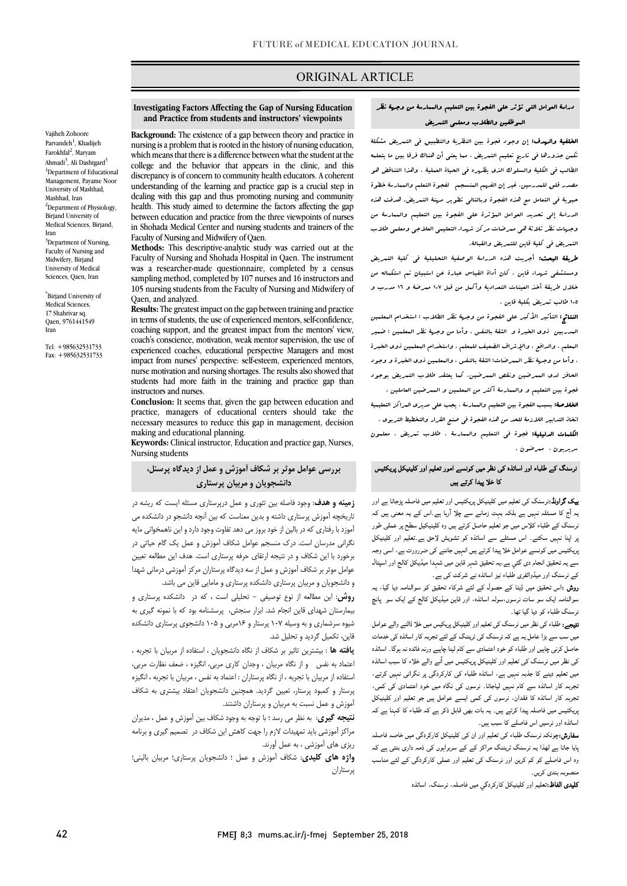ORIGINAL ARTICLE

# Investigating Factors Affecting the Gap of Nursing Education and Practice from students and instructors' viewpoints

Vajiheh Zohoore Parvandeh[1], Khadijeh Farokhfal[2], Maryam Ahmadi[3], Ali Dashtgard[3]

[1]Department of Educational Management, Payame Noor University of Mashhad, Mashhad, Iran

[2]Department of Physiology, Birjand University of Medical Sciences, Birjand, Iran

[3]Department of Nursing, Faculty of Nursing and Midwifery, Birjand University of Medical Sciences, Qaen, Iran

*Birjand University of Medical Sciences, 17 Shahrivar sq. Qaen, 9761441549 Iran

Tel: +985632531733
Fax: +985632531733

**Background:** The existence of a gap between theory and practice in nursing is a problem that is rooted in the history of nursing education, which means that there is a difference between what the student at the college and the behavior that appears in the clinic, and this discrepancy is of concern to community health educators. A coherent understanding of the learning and practice gap is a crucial step in dealing with this gap and thus promoting nursing and community health. This study aimed to determine the factors affecting the gap between education and practice from the three viewpoints of nurses in Shohada Medical Center and nursing students and trainers of the Faculty of Nursing and Midwifery of Qaen.

**Methods:** This descriptive-analytic study was carried out at the Faculty of Nursing and Shohada Hospital in Qaen. The instrument was a researcher-made questionnaire, completed by a census sampling method, completed by 107 nurses and 16 instructors and 105 nursing students from the Faculty of Nursing and Midwifery of Qaen, and analyzed.

**Results:** The greatest impact on the gap between training and practice in terms of students, the use of experienced mentors, self-confidence, coaching support, and the greatest impact from the mentors' view, coach's conscience, motivation, weak mentor supervision, the use of experienced coaches, educational perspective Managers and most impact from nurses' perspective: self-esteem, experienced mentors, nurse motivation and nursing shortages. The results also showed that students had more faith in the training and practice gap than instructors and nurses.

**Conclusion:** It seems that, given the gap between education and practice, managers of educational centers should take the necessary measures to reduce this gap in management, decision making and educational planning.

**Keywords:** Clinical instructor, Education and practice gap, Nurses, Nursing students

## دراسة العوامل التی تؤثر علی الفجوة بین التعلیم والممارسة من وجهة نظر الموظفین والطلاب ومعلمی التمریض

**الخلفیة والهدف:** إن وجود فجوة بین النظریة والتطبیق فی التمریض مشکلة تکمن جذورها فی تاریخ تعلیم التمریض ، مما یعنی أن هناك فرقا بین ما یتعلمه الطالب فی الکلیة والسلوك الذی یظهره فی الحیاة العملیة . وهذا التناقض هو مصدر قلق للمدرسین. غیر إن الفهم المنسجم لفجوة التعلم والممارسة خطوة حیویة فی التعامل مع هذه الفجوة وبالتالی تطویر مهنة التمریض. هدفت هذه الدراسة إلی تحدید العوامل المؤثرة علی الفجوة بین التعلیم والممارسة من وجهات نظر ثلاثة هی ممرضات مرکز شهداء التعلیمی العلاجی ومعلمی طلاب التمریض فی کلیة قاین للتمریض والقبالة.

**طریقة البحث:** أجریت هذه الدراسة الوصفیة التحلیلیة فی کلیة التمریض ومستشفی شهداء قاین ، کان أداة القیاس عبارة عن استبیان تم استکماله من خلال طریقة أخذ العینات التعدادیة وأکمل من قبل ١٠٧ ممرضة و ١٦ مدرب و ١٠٥ طالب تمریض بکلیة قاین .

**النتائج:** التأثیر الأکبر علی الفجوة من وجهة نظر الطلاب : استخدام المعلمین المدربین ذوی الخبرة و الثقة بالنفس ، وأما من وجهة نظر المعلمین : ضمیر المعلم ، والدافع ، والإشراف الضعیف للمعلم ، واستخدام المعلمین ذوی الخبرة ، وأما من وجهة نظر الممرضات: الثقة بالنفس ، والمعلمین ذوی الخبرة و وجود الحافز لدی الممرضین ونقص الممرضین. کما یعتقد طلاب التمریض بوجود فجوة بین التعلیم و الممارسة أکثر من المعلمین و الممرضین العاملین .

**الخلاصة:** بسبب الفجوة بین التعلیم والممارسة ، یجب علی مدیری المراکز التعلیمیة اتخاذ التدابیر اللازمة للحد من هذه الفجوة فی صنع القرار والتخطیط التربوی .

**الکلمات الدلیلیة:** فجوة فی التعلیم والممارسة ، طلاب تمریض ، معلمون مربیون ، ممرضون .

## بررسی عوامل موثر بر شکاف آموزش و عمل از دیدگاه پرسنل، دانشجویان و مربیان پرستاری

**زمینه و هدف:** وجود فاصله بین تئوری و عمل درپرستاری مسئله ایست که ریشه در تاریخچه آموزش پرستاری داشته و بدین معناست که بین آنچه دانشجو در دانشکده می آموزد با رفتاری که در بالین از خود بروز می دهد تفاوت وجود دارد و این ناهمخوانی مایه نگرانی مدرسان است. درک منسجم عوامل شکاف آموزش و عمل یک گام حیاتی در برخورد با این شکاف و در نتیجه ارتقای حرفه پرستاری است. هدف این مطالعه تعیین عوامل موثر بر شکاف آموزش و عمل از سه دیدگاه پرستاران مرکز آموزشی درمانی شهدا و دانشجویان و مربیان پرستاری دانشکده پرستاری و مامایی قاین می باشد.

**روش:** این مطالعه از نوع توصیفی – تحلیلی است ، که در دانشکده پرستاری و بیمارستان شهدای قاین انجام شد. ابزار سنجش، پرسشنامه بود که با نمونه گیری به شیوه سرشماری و به وسیله ۱۰۷ پرستار و ۱۶مربی و ۱۰۵ دانشجوی پرستاری دانشکده قاین، تکمیل گردید و تحلیل شد.

**یافته ها** : بیشترین تاثیر بر شکاف از نگاه دانشجویان ، استفاده از مربیان با تجربه ، اعتماد به نفس و از نگاه مربیان ، وجدان کاری مربی، انگیزه ، ضعف نظارت مربی، استفاده از مربیان با تجربه ، از نگاه پرستاران : اعتماد به نفس ، مربیان با تجربه ، انگیزه پرستار و کمبود پرستار، تعیین گردید. همچنین دانشجویان اعتقاد بیشتری به شکاف آموزش و عمل نسبت به مربیان و پرستاران داشتند.

**نتیجه گیری:** به نظر می رسد ؛ با توجه به وجود شکاف بین آموزش و عمل ، مدیران مراکز آموزشی باید تمهیدات لازم را جهت کاهش این شکاف در تصمیم گیری و برنامه ریزی های آموزشی ، به عمل آورند.

**واژه های کلیدی:** شکاف آموزش و عمل ؛ دانشجویان پرستاری؛ مربیان بالینی؛ پرستاران

## نرسنگ کے طلباء اور اساتذہ کی نظر میں کونسے امور تعلیم اور کلینیکل پریکٹیس کا خلا پیدا کرتے ہیں

**بیک گراونڈ:** نرسنگ کی تعلیم میں کلینیکل پریکٹیس اور تعلیم میں فاصلہ پڑجاتا ہے اور یہ آج کا مسئلہ نہیں ہے بلکہ بہت زمانے سے چلا آرہا ہے۔اس کے یہ معنی ہیں کہ نرسنگ کے طلباء کلاس میں جو تعلیم حاصل کرتے ہیں وہ کلینیکل سطح پر عملی طور پر اپنا نہیں سکتے۔ اس مسئلے سے اساتذہ کو تشویش لاحق ہے۔تعلیم اور کلینیکل پریکٹیس میں کونسے عوامل خلا پیدا کرتے ہیں انہیں جاننے کی ضرورت ہے، اسی وجہ سے یہ تحقیق انجام دی گئی ہے،یہ تحقیق شہر قاین میں شہدا میڈیکل کالج اور اسپتال کے نرسنگ اور میڈوائفری طلباء نیز اساتذہ نے شرکت کی ہے۔

**روش :** اس تحقیق میں ڈیٹا کے حصول کے لئے شرکاء تحقیق کو سوالنامہ دیا گیا، یہ سوالنامہ ایک سو سات نرسوں،سولہ اساتذہ، اور قاین میڈیکل کالج کے ایک سو پانچ نرسنگ طلباء کو دیا گيا تھا۔

**نتیجے:** طلباء کی نظر میں نرسنگ کی تعلیم اور کلینیکل پریکٹیس میں خلا ڈالنے والے عوامل میں سب سے بڑا عامل یہ ہے کہ نرسنگ کی ٹریننگ کے لئے تجربہ کار اساتذہ کی خدمات حاصل کرنی چاہیں اور طلباء کو خود اعتمادی سے کام لینا چاہیے ورنہ فائدہ نہ ہوگا۔ اساتذہ کی نظر میں نرسنگ کی تعلیم اور کلینیکل پریکٹیس میں آنے والے خلاء کا سبب اساتذہ میں تعلیم دینے کا جذبہ نہیں ہے، اساتذہ طلباء کی کارکردگی پر نگرانی نہیں کرتے، تجربہ کار اساتذہ سے کام نہیں لیاجاتا۔ نرسوں کی نگاہ میں خود اعتمادی کی کمی، تجربہ کار اساتذہ کا فقدان، نرسوں کی کمی ایسے عوامل ہیں جو تعلیم اور کلینیکل پریکٹیس میں فاصلہ پیدا کرتے ہیں۔ یہ بات بھی قابل ذکر ہے کہ طلباء کا کہنا ہے کہ اساتذہ اور نرسیں اس فاصلے کا سبب ہیں۔

**سفارش:** چونکہ نرسنگ طلباء کی تعلیم اور ان کی کلینیکل کارکردگی میں خاصہ فاصلہ پایا جاتا ہے لھذا یہ نرسنگ ٹریننگ مراکز کے کے سربراہوں کی ذمہ داری بنتی ہے کہ وہ اس فاصلے کو کم کریں اور نرسنگ کی تعلیم اور عملی کارکردگی کے لئے مناسب منصوبہ بندی کریں۔

**کلیدی الفاظ:** تعلیم اور کلینیکل کارکردگي میں فاصلہ، نرسنگ، اساتذہ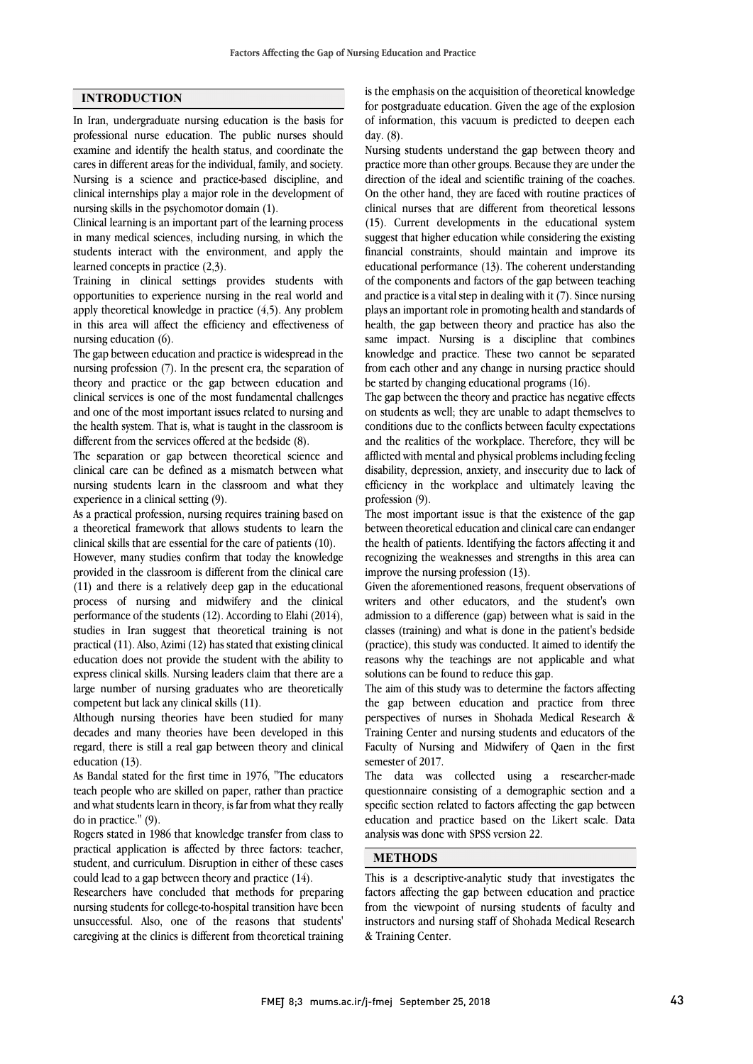## INTRODUCTION

In Iran, undergraduate nursing education is the basis for professional nurse education. The public nurses should examine and identify the health status, and coordinate the cares in different areas for the individual, family, and society. Nursing is a science and practice-based discipline, and clinical internships play a major role in the development of nursing skills in the psychomotor domain (1).

Clinical learning is an important part of the learning process in many medical sciences, including nursing, in which the students interact with the environment, and apply the learned concepts in practice (2,3).

Training in clinical settings provides students with opportunities to experience nursing in the real world and apply theoretical knowledge in practice (4,5). Any problem in this area will affect the efficiency and effectiveness of nursing education (6).

The gap between education and practice is widespread in the nursing profession (7). In the present era, the separation of theory and practice or the gap between education and clinical services is one of the most fundamental challenges and one of the most important issues related to nursing and the health system. That is, what is taught in the classroom is different from the services offered at the bedside (8).

The separation or gap between theoretical science and clinical care can be defined as a mismatch between what nursing students learn in the classroom and what they experience in a clinical setting (9).

As a practical profession, nursing requires training based on a theoretical framework that allows students to learn the clinical skills that are essential for the care of patients (10).

However, many studies confirm that today the knowledge provided in the classroom is different from the clinical care (11) and there is a relatively deep gap in the educational process of nursing and midwifery and the clinical performance of the students (12). According to Elahi (2014), studies in Iran suggest that theoretical training is not practical (11). Also, Azimi (12) has stated that existing clinical education does not provide the student with the ability to express clinical skills. Nursing leaders claim that there are a large number of nursing graduates who are theoretically competent but lack any clinical skills (11).

Although nursing theories have been studied for many decades and many theories have been developed in this regard, there is still a real gap between theory and clinical education (13).

As Bandal stated for the first time in 1976, "The educators teach people who are skilled on paper, rather than practice and what students learn in theory, is far from what they really do in practice." (9).

Rogers stated in 1986 that knowledge transfer from class to practical application is affected by three factors: teacher, student, and curriculum. Disruption in either of these cases could lead to a gap between theory and practice (14).

Researchers have concluded that methods for preparing nursing students for college-to-hospital transition have been unsuccessful. Also, one of the reasons that students' caregiving at the clinics is different from theoretical training is the emphasis on the acquisition of theoretical knowledge for postgraduate education. Given the age of the explosion of information, this vacuum is predicted to deepen each day. (8).

Nursing students understand the gap between theory and practice more than other groups. Because they are under the direction of the ideal and scientific training of the coaches. On the other hand, they are faced with routine practices of clinical nurses that are different from theoretical lessons (15). Current developments in the educational system suggest that higher education while considering the existing financial constraints, should maintain and improve its educational performance (13). The coherent understanding of the components and factors of the gap between teaching and practice is a vital step in dealing with it (7). Since nursing plays an important role in promoting health and standards of health, the gap between theory and practice has also the same impact. Nursing is a discipline that combines knowledge and practice. These two cannot be separated from each other and any change in nursing practice should be started by changing educational programs (16).

The gap between the theory and practice has negative effects on students as well; they are unable to adapt themselves to conditions due to the conflicts between faculty expectations and the realities of the workplace. Therefore, they will be afflicted with mental and physical problems including feeling disability, depression, anxiety, and insecurity due to lack of efficiency in the workplace and ultimately leaving the profession (9).

The most important issue is that the existence of the gap between theoretical education and clinical care can endanger the health of patients. Identifying the factors affecting it and recognizing the weaknesses and strengths in this area can improve the nursing profession (13).

Given the aforementioned reasons, frequent observations of writers and other educators, and the student's own admission to a difference (gap) between what is said in the classes (training) and what is done in the patient's bedside (practice), this study was conducted. It aimed to identify the reasons why the teachings are not applicable and what solutions can be found to reduce this gap.

The aim of this study was to determine the factors affecting the gap between education and practice from three perspectives of nurses in Shohada Medical Research & Training Center and nursing students and educators of the Faculty of Nursing and Midwifery of Qaen in the first semester of 2017.

The data was collected using a researcher-made questionnaire consisting of a demographic section and a specific section related to factors affecting the gap between education and practice based on the Likert scale. Data analysis was done with SPSS version 22.

## METHODS

This is a descriptive-analytic study that investigates the factors affecting the gap between education and practice from the viewpoint of nursing students of faculty and instructors and nursing staff of Shohada Medical Research & Training Center.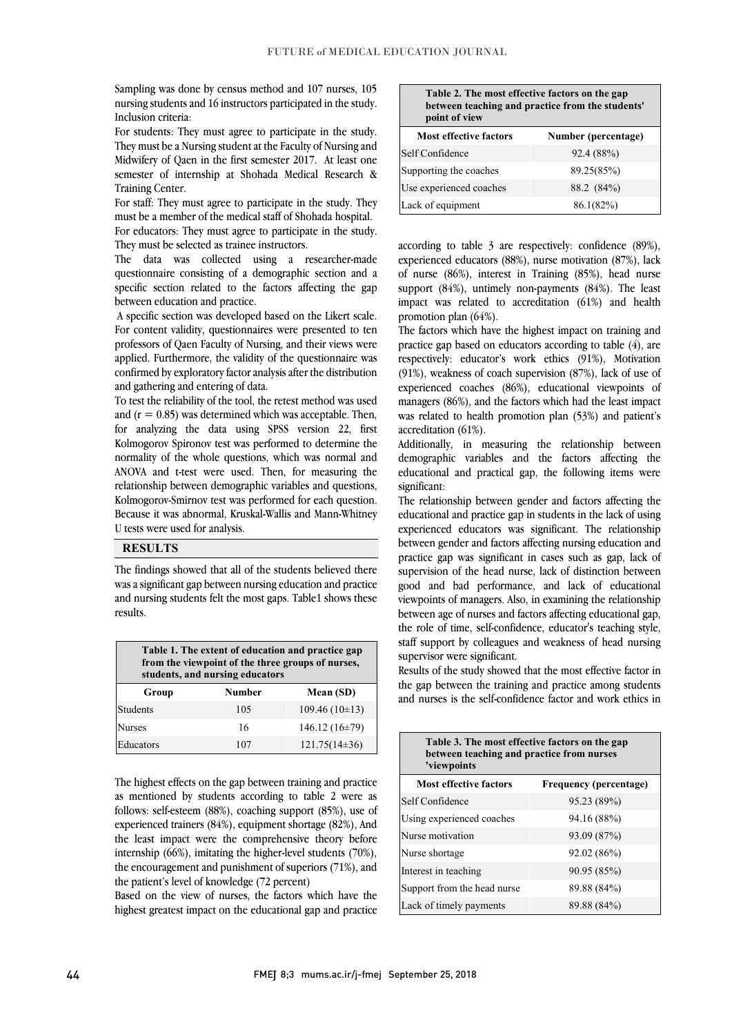Sampling was done by census method and 107 nurses, 105 nursing students and 16 instructors participated in the study. Inclusion criteria:

For students: They must agree to participate in the study. They must be a Nursing student at the Faculty of Nursing and Midwifery of Qaen in the first semester 2017. At least one semester of internship at Shohada Medical Research & Training Center.

For staff: They must agree to participate in the study. They must be a member of the medical staff of Shohada hospital.

For educators: They must agree to participate in the study. They must be selected as trainee instructors.

The data was collected using a researcher-made questionnaire consisting of a demographic section and a specific section related to the factors affecting the gap between education and practice.

A specific section was developed based on the Likert scale. For content validity, questionnaires were presented to ten professors of Qaen Faculty of Nursing, and their views were applied. Furthermore, the validity of the questionnaire was confirmed by exploratory factor analysis after the distribution and gathering and entering of data.

To test the reliability of the tool, the retest method was used and ($r = 0.85$) was determined which was acceptable. Then, for analyzing the data using SPSS version 22, first Kolmogorov Spironov test was performed to determine the normality of the whole questions, which was normal and ANOVA and t-test were used. Then, for measuring the relationship between demographic variables and questions, Kolmogorov-Smirnov test was performed for each question. Because it was abnormal, Kruskal-Wallis and Mann-Whitney U tests were used for analysis.

## RESULTS

The findings showed that all of the students believed there was a significant gap between nursing education and practice and nursing students felt the most gaps. Table1 shows these results.

**Table 1. The extent of education and practice gap from the viewpoint of the three groups of nurses, students, and nursing educators**

| Group | Number | Mean (SD) |
|---|---|---|
| Students | 105 | 109.46 (10±13) |
| Nurses | 16 | 146.12 (16±79) |
| Educators | 107 | 121.75(14±36) |

The highest effects on the gap between training and practice as mentioned by students according to table 2 were as follows: self-esteem (88%), coaching support (85%), use of experienced trainers (84%), equipment shortage (82%), And the least impact were the comprehensive theory before internship (66%), imitating the higher-level students (70%), the encouragement and punishment of superiors (71%), and the patient's level of knowledge (72 percent)

Based on the view of nurses, the factors which have the highest greatest impact on the educational gap and practice according to table 3 are respectively: confidence (89%), experienced educators (88%), nurse motivation (87%), lack of nurse (86%), interest in Training (85%), head nurse support (84%), untimely non-payments (84%). The least impact was related to accreditation (61%) and health promotion plan (64%).

**Table 2. The most effective factors on the gap between teaching and practice from the students' point of view**

| Most effective factors | Number (percentage) |
|---|---|
| Self Confidence | 92.4 (88%) |
| Supporting the coaches | 89.25(85%) |
| Use experienced coaches | 88.2 (84%) |
| Lack of equipment | 86.1(82%) |

The factors which have the highest impact on training and practice gap based on educators according to table (4), are respectively: educator's work ethics (91%), Motivation (91%), weakness of coach supervision (87%), lack of use of experienced coaches (86%), educational viewpoints of managers (86%), and the factors which had the least impact was related to health promotion plan (53%) and patient's accreditation (61%).

Additionally, in measuring the relationship between demographic variables and the factors affecting the educational and practical gap, the following items were significant:

The relationship between gender and factors affecting the educational and practice gap in students in the lack of using experienced educators was significant. The relationship between gender and factors affecting nursing education and practice gap was significant in cases such as gap, lack of supervision of the head nurse, lack of distinction between good and bad performance, and lack of educational viewpoints of managers. Also, in examining the relationship between age of nurses and factors affecting educational gap, the role of time, self-confidence, educator's teaching style, staff support by colleagues and weakness of head nursing supervisor were significant.

Results of the study showed that the most effective factor in the gap between the training and practice among students and nurses is the self-confidence factor and work ethics in

**Table 3. The most effective factors on the gap between teaching and practice from nurses 'viewpoints**

| Most effective factors | Frequency (percentage) |
|---|---|
| Self Confidence | 95.23 (89%) |
| Using experienced coaches | 94.16 (88%) |
| Nurse motivation | 93.09 (87%) |
| Nurse shortage | 92.02 (86%) |
| Interest in teaching | 90.95 (85%) |
| Support from the head nurse | 89.88 (84%) |
| Lack of timely payments | 89.88 (84%) |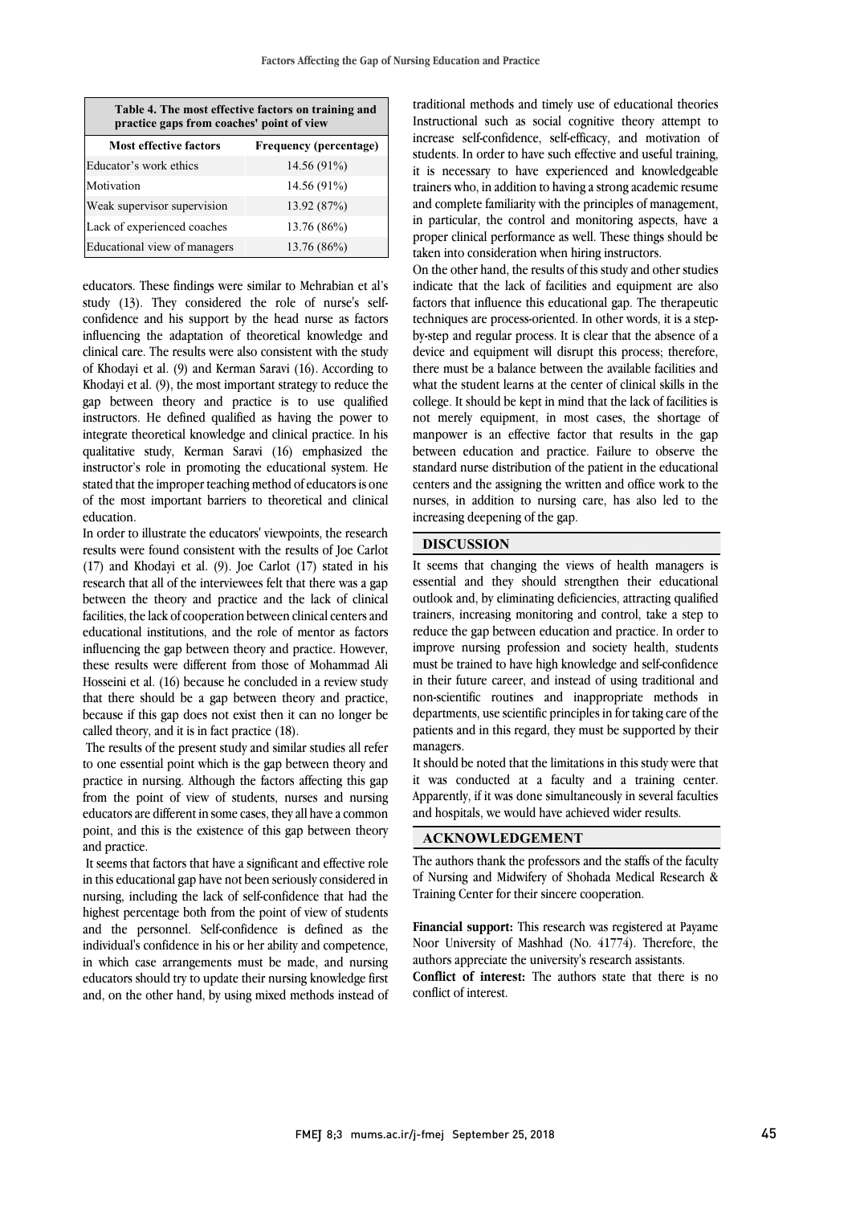**Table 4. The most effective factors on training and practice gaps from coaches' point of view**

| Most effective factors | Frequency (percentage) |
|---|---|
| Educator's work ethics | 14.56 (91%) |
| Motivation | 14.56 (91%) |
| Weak supervisor supervision | 13.92 (87%) |
| Lack of experienced coaches | 13.76 (86%) |
| Educational view of managers | 13.76 (86%) |

educators. These findings were similar to Mehrabian et al's study (13). They considered the role of nurse's self-confidence and his support by the head nurse as factors influencing the adaptation of theoretical knowledge and clinical care. The results were also consistent with the study of Khodayi et al. (9) and Kerman Saravi (16). According to Khodayi et al. (9), the most important strategy to reduce the gap between theory and practice is to use qualified instructors. He defined qualified as having the power to integrate theoretical knowledge and clinical practice. In his qualitative study, Kerman Saravi (16) emphasized the instructor's role in promoting the educational system. He stated that the improper teaching method of educators is one of the most important barriers to theoretical and clinical education.

In order to illustrate the educators' viewpoints, the research results were found consistent with the results of Joe Carlot (17) and Khodayi et al. (9). Joe Carlot (17) stated in his research that all of the interviewees felt that there was a gap between the theory and practice and the lack of clinical facilities, the lack of cooperation between clinical centers and educational institutions, and the role of mentor as factors influencing the gap between theory and practice. However, these results were different from those of Mohammad Ali Hosseini et al. (16) because he concluded in a review study that there should be a gap between theory and practice, because if this gap does not exist then it can no longer be called theory, and it is in fact practice (18).

The results of the present study and similar studies all refer to one essential point which is the gap between theory and practice in nursing. Although the factors affecting this gap from the point of view of students, nurses and nursing educators are different in some cases, they all have a common point, and this is the existence of this gap between theory and practice.

It seems that factors that have a significant and effective role in this educational gap have not been seriously considered in nursing, including the lack of self-confidence that had the highest percentage both from the point of view of students and the personnel. Self-confidence is defined as the individual's confidence in his or her ability and competence, in which case arrangements must be made, and nursing educators should try to update their nursing knowledge first and, on the other hand, by using mixed methods instead of traditional methods and timely use of educational theories Instructional such as social cognitive theory attempt to increase self-confidence, self-efficacy, and motivation of students. In order to have such effective and useful training, it is necessary to have experienced and knowledgeable trainers who, in addition to having a strong academic resume and complete familiarity with the principles of management, in particular, the control and monitoring aspects, have a proper clinical performance as well. These things should be taken into consideration when hiring instructors.

On the other hand, the results of this study and other studies indicate that the lack of facilities and equipment are also factors that influence this educational gap. The therapeutic techniques are process-oriented. In other words, it is a step-by-step and regular process. It is clear that the absence of a device and equipment will disrupt this process; therefore, there must be a balance between the available facilities and what the student learns at the center of clinical skills in the college. It should be kept in mind that the lack of facilities is not merely equipment, in most cases, the shortage of manpower is an effective factor that results in the gap between education and practice. Failure to observe the standard nurse distribution of the patient in the educational centers and the assigning the written and office work to the nurses, in addition to nursing care, has also led to the increasing deepening of the gap.

## DISCUSSION

It seems that changing the views of health managers is essential and they should strengthen their educational outlook and, by eliminating deficiencies, attracting qualified trainers, increasing monitoring and control, take a step to reduce the gap between education and practice. In order to improve nursing profession and society health, students must be trained to have high knowledge and self-confidence in their future career, and instead of using traditional and non-scientific routines and inappropriate methods in departments, use scientific principles in for taking care of the patients and in this regard, they must be supported by their managers.

It should be noted that the limitations in this study were that it was conducted at a faculty and a training center. Apparently, if it was done simultaneously in several faculties and hospitals, we would have achieved wider results.

## ACKNOWLEDGEMENT

The authors thank the professors and the staffs of the faculty of Nursing and Midwifery of Shohada Medical Research & Training Center for their sincere cooperation.

**Financial support:** This research was registered at Payame Noor University of Mashhad (No. 41774). Therefore, the authors appreciate the university's research assistants.

**Conflict of interest:** The authors state that there is no conflict of interest.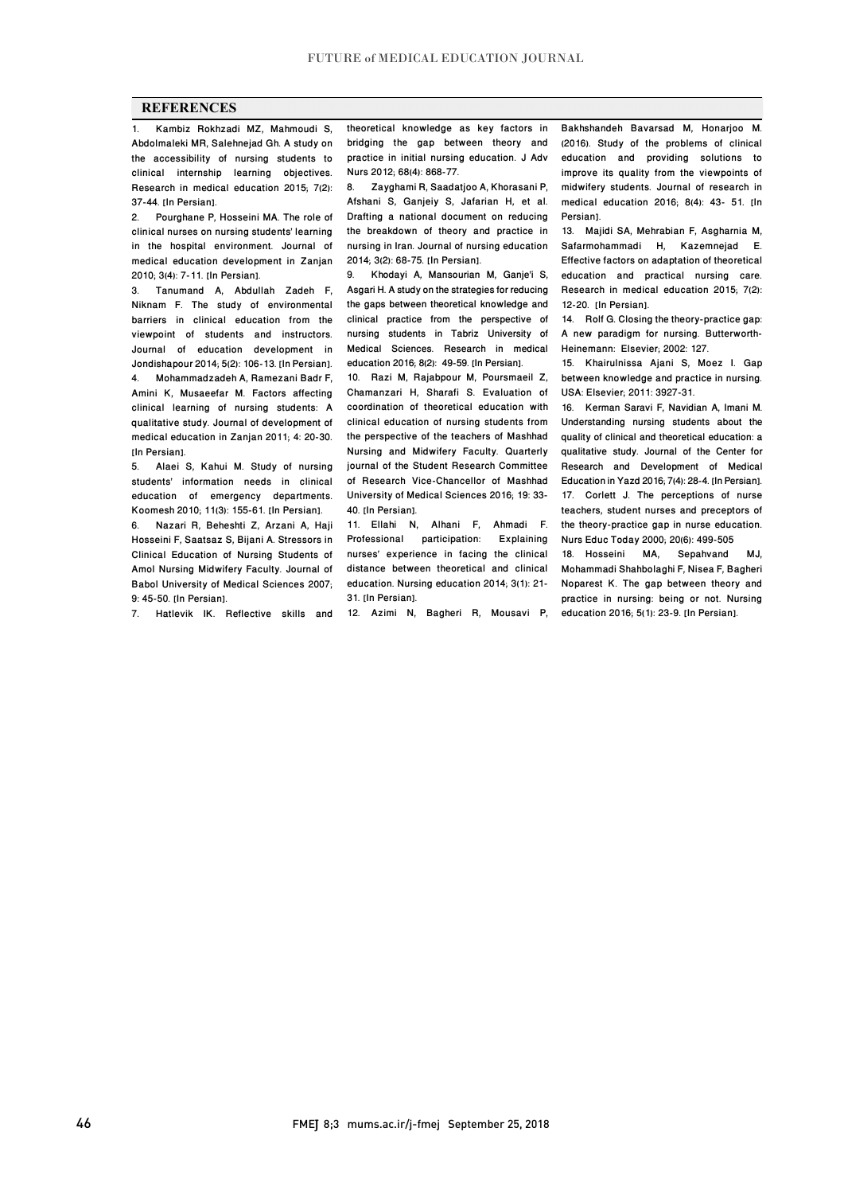## REFERENCES

1. Kambiz Rokhzadi MZ, Mahmoudi S, Abdolmaleki MR, Salehnejad Gh. A study on the accessibility of nursing students to clinical internship learning objectives. Research in medical education 2015; 7(2): 37-44. [In Persian].
2. Pourghane P, Hosseini MA. The role of clinical nurses on nursing students' learning in the hospital environment. Journal of medical education development in Zanjan 2010; 3(4): 7-11. [In Persian].
3. Tanumand A, Abdullah Zadeh F, Niknam F. The study of environmental barriers in clinical education from the viewpoint of students and instructors. Journal of education development in Jondishapour 2014; 5(2): 106-13. [In Persian].
4. Mohammadzadeh A, Ramezani Badr F, Amini K, Musaeefar M. Factors affecting clinical learning of nursing students: A qualitative study. Journal of development of medical education in Zanjan 2011; 4: 20-30. [In Persian].
5. Alaei S, Kahui M. Study of nursing students' information needs in clinical education of emergency departments. Koomesh 2010; 11(3): 155-61. [In Persian].
6. Nazari R, Beheshti Z, Arzani A, Haji Hosseini F, Saatsaz S, Bijani A. Stressors in Clinical Education of Nursing Students of Amol Nursing Midwifery Faculty. Journal of Babol University of Medical Sciences 2007; 9: 45-50. [In Persian].
7. Hatlevik IK. Reflective skills and theoretical knowledge as key factors in bridging the gap between theory and practice in initial nursing education. J Adv Nurs 2012; 68(4): 868-77.
8. Zayghami R, Saadatjoo A, Khorasani P, Afshani S, Ganjeiy S, Jafarian H, et al. Drafting a national document on reducing the breakdown of theory and practice in nursing in Iran. Journal of nursing education 2014; 3(2): 68-75. [In Persian].
9. Khodayi A, Mansourian M, Ganje'i S, Asgari H. A study on the strategies for reducing the gaps between theoretical knowledge and clinical practice from the perspective of nursing students in Tabriz University of Medical Sciences. Research in medical education 2016; 8(2): 49-59. [In Persian].
10. Razi M, Rajabpour M, Poursmaeil Z, Chamanzari H, Sharafi S. Evaluation of coordination of theoretical education with clinical education of nursing students from the perspective of the teachers of Mashhad Nursing and Midwifery Faculty. Quarterly journal of the Student Research Committee of Research Vice-Chancellor of Mashhad University of Medical Sciences 2016; 19: 33-40. [In Persian].
11. Ellahi N, Alhani F, Ahmadi F. Professional participation: Explaining nurses' experience in facing the clinical distance between theoretical and clinical education. Nursing education 2014; 3(1): 21-31. [In Persian].
12. Azimi N, Bagheri R, Mousavi P, Bakhshandeh Bavarsad M, Honarjoo M. (2016). Study of the problems of clinical education and providing solutions to improve its quality from the viewpoints of midwifery students. Journal of research in medical education 2016; 8(4): 43- 51. [In Persian].
13. Majidi SA, Mehrabian F, Asgharnia M, Safarmohammadi H, Kazemnejad E. Effective factors on adaptation of theoretical education and practical nursing care. Research in medical education 2015; 7(2): 12-20. [In Persian].
14. Rolf G. Closing the theory-practice gap: A new paradigm for nursing. Butterworth-Heinemann: Elsevier; 2002: 127.
15. Khairulnissa Ajani S, Moez I. Gap between knowledge and practice in nursing. USA: Elsevier; 2011: 3927-31.
16. Kerman Saravi F, Navidian A, Imani M. Understanding nursing students about the quality of clinical and theoretical education: a qualitative study. Journal of the Center for Research and Development of Medical Education in Yazd 2016; 7(4): 28-4. [In Persian].
17. Corlett J. The perceptions of nurse teachers, student nurses and preceptors of the theory-practice gap in nurse education. Nurs Educ Today 2000; 20(6): 499-505
18. Hosseini MA, Sepahvand MJ, Mohammadi Shahbolaghi F, Nisea F, Bagheri Noparest K. The gap between theory and practice in nursing: being or not. Nursing education 2016; 5(1): 23-9. [In Persian].